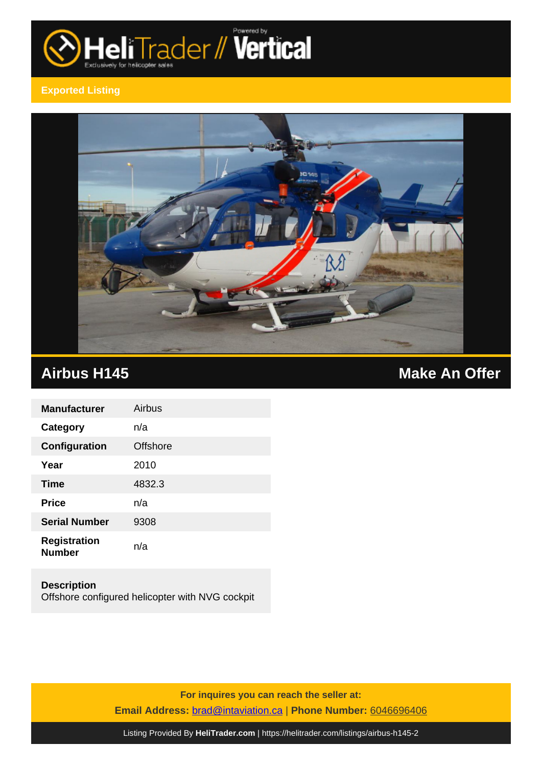HeliTrader // Vertical

Exported Listing

## Airbus H145

**Make An Offer**

| | |
|---|---|
| **Manufacturer** | Airbus |
| **Category** | n/a |
| **Configuration** | Offshore |
| **Year** | 2010 |
| **Time** | 4832.3 |
| **Price** | n/a |
| **Serial Number** | 9308 |
| **Registration Number** | n/a |

**Description**
Offshore configured helicopter with NVG cockpit

**For inquires you can reach the seller at:**
**Email Address:** brad@intaviation.ca | **Phone Number:** 6046696406

Listing Provided By **HeliTrader.com** | https://helitrader.com/listings/airbus-h145-2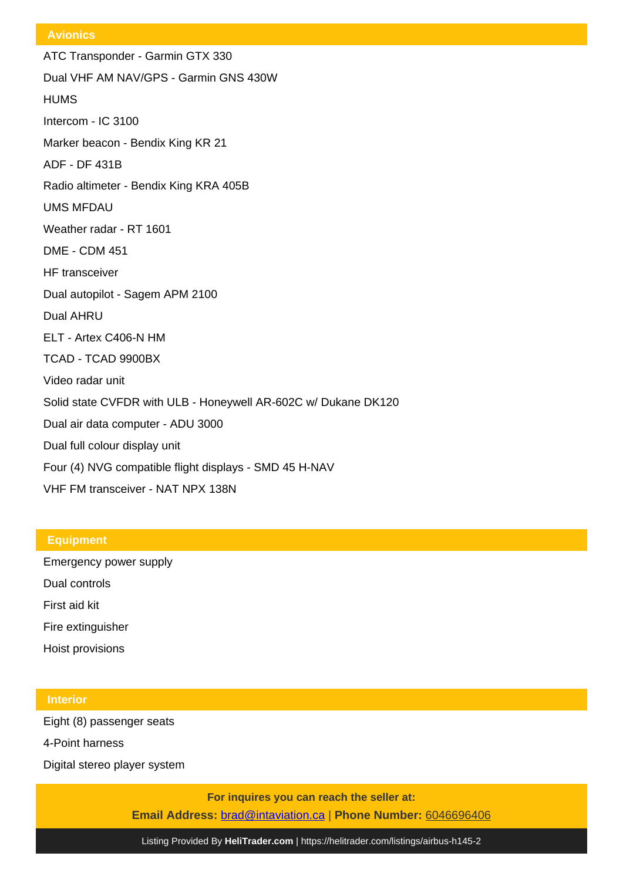## Avionics

ATC Transponder - Garmin GTX 330

Dual VHF AM NAV/GPS - Garmin GNS 430W

HUMS

Intercom - IC 3100

Marker beacon - Bendix King KR 21

ADF - DF 431B

Radio altimeter - Bendix King KRA 405B

UMS MFDAU

Weather radar - RT 1601

DME - CDM 451

HF transceiver

Dual autopilot - Sagem APM 2100

Dual AHRU

ELT - Artex C406-N HM

TCAD - TCAD 9900BX

Video radar unit

Solid state CVFDR with ULB - Honeywell AR-602C w/ Dukane DK120

Dual air data computer - ADU 3000

Dual full colour display unit

Four (4) NVG compatible flight displays - SMD 45 H-NAV

VHF FM transceiver - NAT NPX 138N

## Equipment

Emergency power supply

Dual controls

First aid kit

Fire extinguisher

Hoist provisions

## Interior

Eight (8) passenger seats

4-Point harness

Digital stereo player system

**For inquires you can reach the seller at:**

**Email Address:** brad@intaviation.ca | **Phone Number:** 6046696406

Listing Provided By **HeliTrader.com** | https://helitrader.com/listings/airbus-h145-2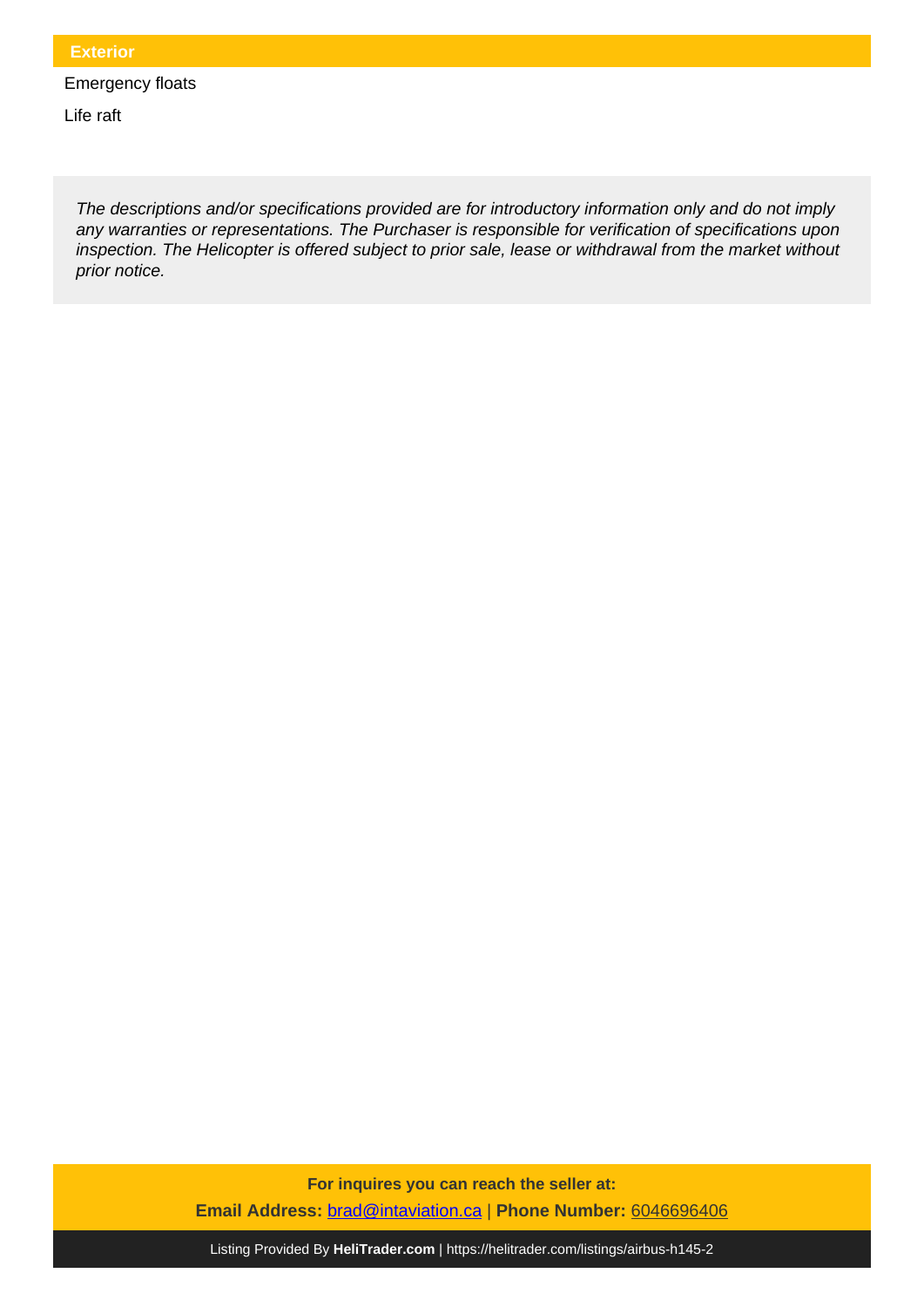## Exterior

Emergency floats

Life raft

*The descriptions and/or specifications provided are for introductory information only and do not imply any warranties or representations. The Purchaser is responsible for verification of specifications upon inspection. The Helicopter is offered subject to prior sale, lease or withdrawal from the market without prior notice.*

**For inquires you can reach the seller at:**

**Email Address:** brad@intaviation.ca | **Phone Number:** 6046696406

Listing Provided By **HeliTrader.com** | https://helitrader.com/listings/airbus-h145-2